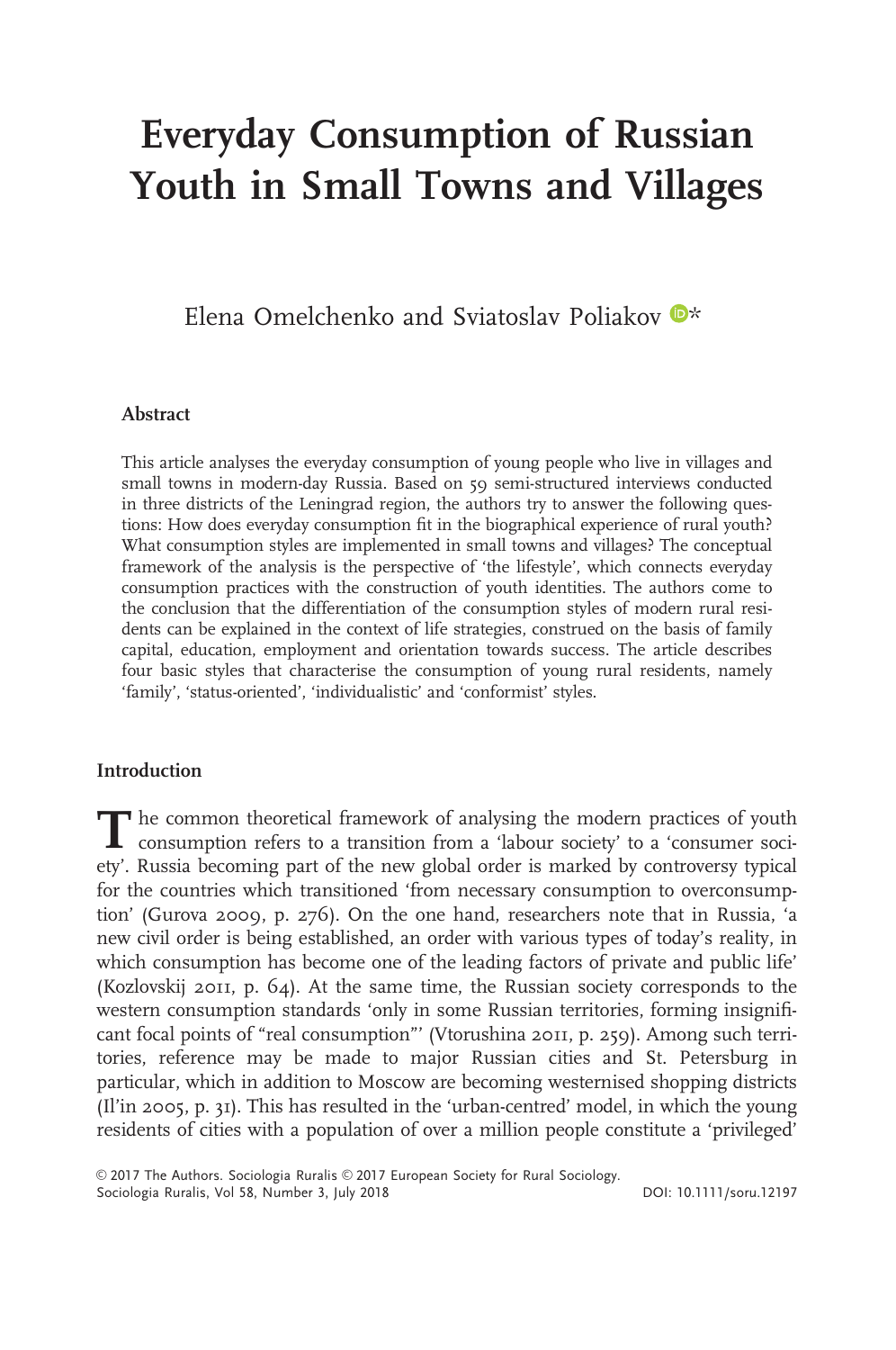# Everyday Consumption of Russian Youth in Small Towns and Villages

Elena Omelchenko and Sviatoslav Poliakov *

### Abstract

This article analyses the everyday consumption of young people who live in villages and small towns in modern-day Russia. Based on 59 semi-structured interviews conducted in three districts of the Leningrad region, the authors try to answer the following questions: How does everyday consumption fit in the biographical experience of rural youth? What consumption styles are implemented in small towns and villages? The conceptual framework of the analysis is the perspective of 'the lifestyle', which connects everyday consumption practices with the construction of youth identities. The authors come to the conclusion that the differentiation of the consumption styles of modern rural residents can be explained in the context of life strategies, construed on the basis of family capital, education, employment and orientation towards success. The article describes four basic styles that characterise the consumption of young rural residents, namely 'family', 'status-oriented', 'individualistic' and 'conformist' styles.

### Introduction

The common theoretical framework of analysing the modern practices of youth consumption refers to a transition from a 'labour society' to a 'consumer society'. Russia becoming part of the new global order is marked by controversy typical for the countries which transitioned 'from necessary consumption to overconsumption' (Gurova 2009, p. 276). On the one hand, researchers note that in Russia, 'a new civil order is being established, an order with various types of today's reality, in which consumption has become one of the leading factors of private and public life' (Kozlovskij 2011, p. 64). At the same time, the Russian society corresponds to the western consumption standards 'only in some Russian territories, forming insignificant focal points of "real consumption"' (Vtorushina 2011, p. 259). Among such territories, reference may be made to major Russian cities and St. Petersburg in particular, which in addition to Moscow are becoming westernised shopping districts (Il'in 2005, p. 31). This has resulted in the 'urban-centred' model, in which the young residents of cities with a population of over a million people constitute a 'privileged'

© 2017 The Authors. Sociologia Ruralis © 2017 European Society for Rural Sociology.
Sociologia Ruralis, Vol 58, Number 3, July 2018 DOI: 10.1111/soru.12197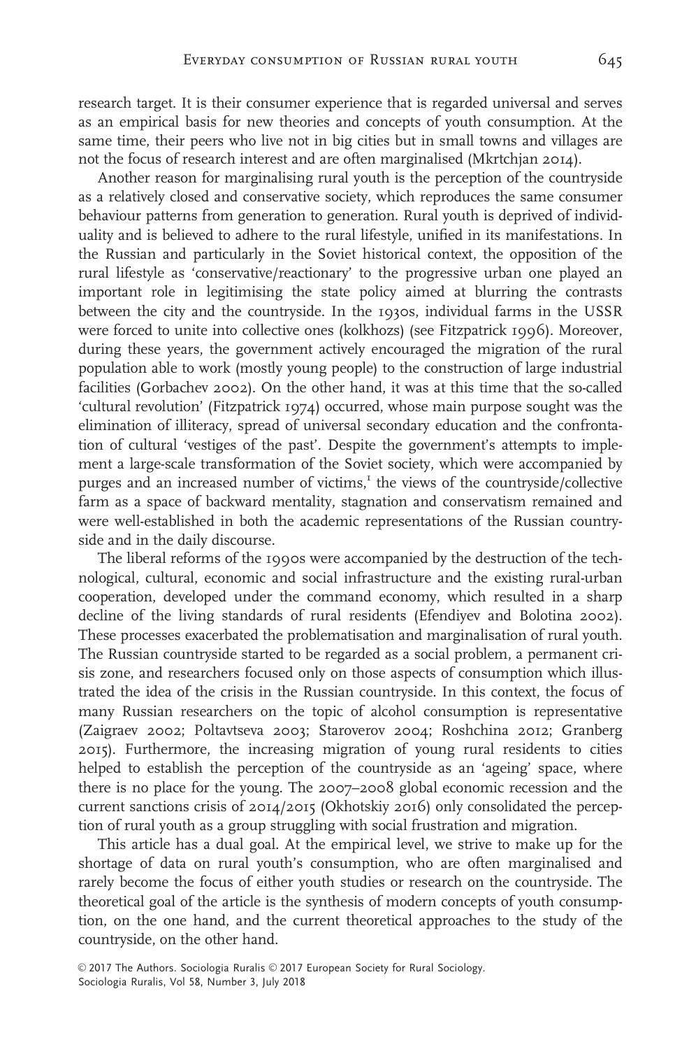research target. It is their consumer experience that is regarded universal and serves as an empirical basis for new theories and concepts of youth consumption. At the same time, their peers who live not in big cities but in small towns and villages are not the focus of research interest and are often marginalised (Mkrtchjan 2014).

Another reason for marginalising rural youth is the perception of the countryside as a relatively closed and conservative society, which reproduces the same consumer behaviour patterns from generation to generation. Rural youth is deprived of individuality and is believed to adhere to the rural lifestyle, unified in its manifestations. In the Russian and particularly in the Soviet historical context, the opposition of the rural lifestyle as 'conservative/reactionary' to the progressive urban one played an important role in legitimising the state policy aimed at blurring the contrasts between the city and the countryside. In the 1930s, individual farms in the USSR were forced to unite into collective ones (kolkhozs) (see Fitzpatrick 1996). Moreover, during these years, the government actively encouraged the migration of the rural population able to work (mostly young people) to the construction of large industrial facilities (Gorbachev 2002). On the other hand, it was at this time that the so-called 'cultural revolution' (Fitzpatrick 1974) occurred, whose main purpose sought was the elimination of illiteracy, spread of universal secondary education and the confrontation of cultural 'vestiges of the past'. Despite the government's attempts to implement a large-scale transformation of the Soviet society, which were accompanied by purges and an increased number of victims,[1] the views of the countryside/collective farm as a space of backward mentality, stagnation and conservatism remained and were well-established in both the academic representations of the Russian countryside and in the daily discourse.

The liberal reforms of the 1990s were accompanied by the destruction of the technological, cultural, economic and social infrastructure and the existing rural-urban cooperation, developed under the command economy, which resulted in a sharp decline of the living standards of rural residents (Efendiyev and Bolotina 2002). These processes exacerbated the problematisation and marginalisation of rural youth. The Russian countryside started to be regarded as a social problem, a permanent crisis zone, and researchers focused only on those aspects of consumption which illustrated the idea of the crisis in the Russian countryside. In this context, the focus of many Russian researchers on the topic of alcohol consumption is representative (Zaigraev 2002; Poltavtseva 2003; Staroverov 2004; Roshchina 2012; Granberg 2015). Furthermore, the increasing migration of young rural residents to cities helped to establish the perception of the countryside as an 'ageing' space, where there is no place for the young. The 2007–2008 global economic recession and the current sanctions crisis of 2014/2015 (Okhotskiy 2016) only consolidated the perception of rural youth as a group struggling with social frustration and migration.

This article has a dual goal. At the empirical level, we strive to make up for the shortage of data on rural youth's consumption, who are often marginalised and rarely become the focus of either youth studies or research on the countryside. The theoretical goal of the article is the synthesis of modern concepts of youth consumption, on the one hand, and the current theoretical approaches to the study of the countryside, on the other hand.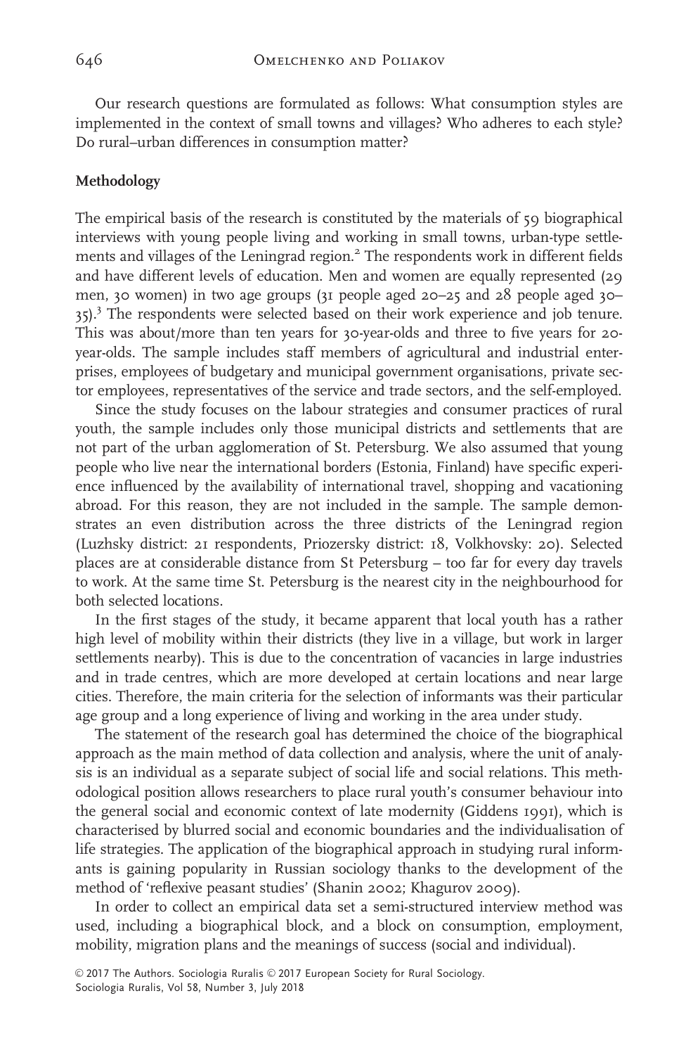Our research questions are formulated as follows: What consumption styles are implemented in the context of small towns and villages? Who adheres to each style? Do rural–urban differences in consumption matter?

**Methodology**

The empirical basis of the research is constituted by the materials of 59 biographical interviews with young people living and working in small towns, urban-type settlements and villages of the Leningrad region.[2] The respondents work in different fields and have different levels of education. Men and women are equally represented (29 men, 30 women) in two age groups (31 people aged 20–25 and 28 people aged 30–35).[3] The respondents were selected based on their work experience and job tenure. This was about/more than ten years for 30-year-olds and three to five years for 20-year-olds. The sample includes staff members of agricultural and industrial enterprises, employees of budgetary and municipal government organisations, private sector employees, representatives of the service and trade sectors, and the self-employed.

Since the study focuses on the labour strategies and consumer practices of rural youth, the sample includes only those municipal districts and settlements that are not part of the urban agglomeration of St. Petersburg. We also assumed that young people who live near the international borders (Estonia, Finland) have specific experience influenced by the availability of international travel, shopping and vacationing abroad. For this reason, they are not included in the sample. The sample demonstrates an even distribution across the three districts of the Leningrad region (Luzhsky district: 21 respondents, Priozersky district: 18, Volkhovsky: 20). Selected places are at considerable distance from St Petersburg – too far for every day travels to work. At the same time St. Petersburg is the nearest city in the neighbourhood for both selected locations.

In the first stages of the study, it became apparent that local youth has a rather high level of mobility within their districts (they live in a village, but work in larger settlements nearby). This is due to the concentration of vacancies in large industries and in trade centres, which are more developed at certain locations and near large cities. Therefore, the main criteria for the selection of informants was their particular age group and a long experience of living and working in the area under study.

The statement of the research goal has determined the choice of the biographical approach as the main method of data collection and analysis, where the unit of analysis is an individual as a separate subject of social life and social relations. This methodological position allows researchers to place rural youth's consumer behaviour into the general social and economic context of late modernity (Giddens 1991), which is characterised by blurred social and economic boundaries and the individualisation of life strategies. The application of the biographical approach in studying rural informants is gaining popularity in Russian sociology thanks to the development of the method of 'reflexive peasant studies' (Shanin 2002; Khagurov 2009).

In order to collect an empirical data set a semi-structured interview method was used, including a biographical block, and a block on consumption, employment, mobility, migration plans and the meanings of success (social and individual).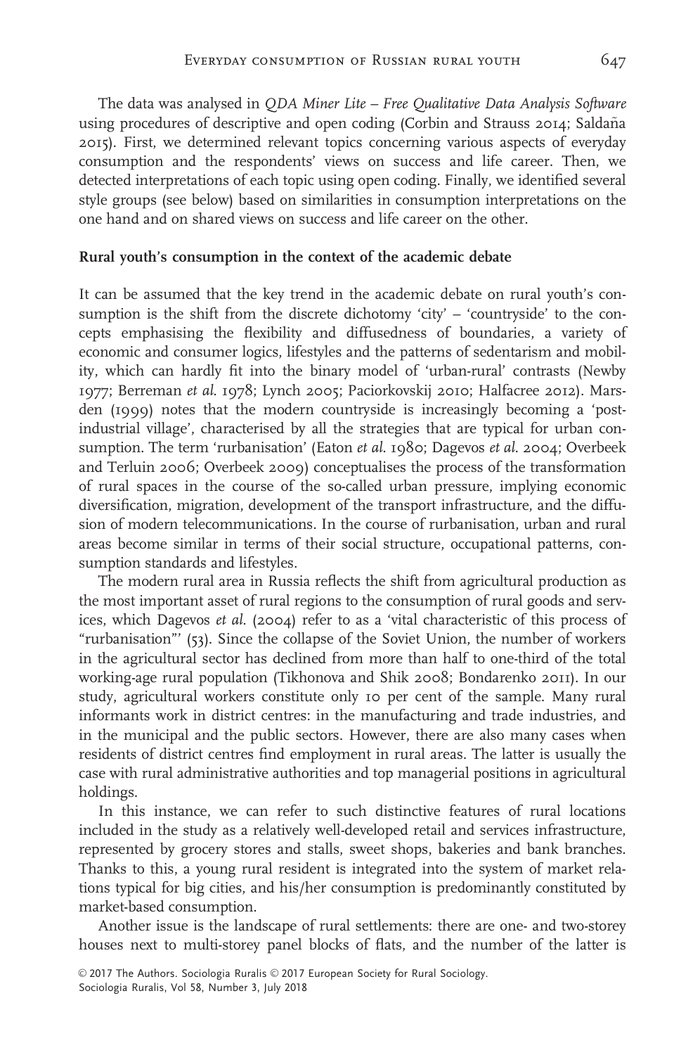The data was analysed in *QDA Miner Lite – Free Qualitative Data Analysis Software* using procedures of descriptive and open coding (Corbin and Strauss 2014; Saldaña 2015). First, we determined relevant topics concerning various aspects of everyday consumption and the respondents' views on success and life career. Then, we detected interpretations of each topic using open coding. Finally, we identified several style groups (see below) based on similarities in consumption interpretations on the one hand and on shared views on success and life career on the other.

## Rural youth's consumption in the context of the academic debate

It can be assumed that the key trend in the academic debate on rural youth's consumption is the shift from the discrete dichotomy 'city' – 'countryside' to the concepts emphasising the flexibility and diffusedness of boundaries, a variety of economic and consumer logics, lifestyles and the patterns of sedentarism and mobility, which can hardly fit into the binary model of 'urban-rural' contrasts (Newby 1977; Berreman *et al.* 1978; Lynch 2005; Paciorkovskij 2010; Halfacree 2012). Marsden (1999) notes that the modern countryside is increasingly becoming a 'post-industrial village', characterised by all the strategies that are typical for urban consumption. The term 'rurbanisation' (Eaton *et al.* 1980; Dagevos *et al.* 2004; Overbeek and Terluin 2006; Overbeek 2009) conceptualises the process of the transformation of rural spaces in the course of the so-called urban pressure, implying economic diversification, migration, development of the transport infrastructure, and the diffusion of modern telecommunications. In the course of rurbanisation, urban and rural areas become similar in terms of their social structure, occupational patterns, consumption standards and lifestyles.

The modern rural area in Russia reflects the shift from agricultural production as the most important asset of rural regions to the consumption of rural goods and services, which Dagevos *et al.* (2004) refer to as a 'vital characteristic of this process of "rurbanisation"' (53). Since the collapse of the Soviet Union, the number of workers in the agricultural sector has declined from more than half to one-third of the total working-age rural population (Tikhonova and Shik 2008; Bondarenko 2011). In our study, agricultural workers constitute only 10 per cent of the sample. Many rural informants work in district centres: in the manufacturing and trade industries, and in the municipal and the public sectors. However, there are also many cases when residents of district centres find employment in rural areas. The latter is usually the case with rural administrative authorities and top managerial positions in agricultural holdings.

In this instance, we can refer to such distinctive features of rural locations included in the study as a relatively well-developed retail and services infrastructure, represented by grocery stores and stalls, sweet shops, bakeries and bank branches. Thanks to this, a young rural resident is integrated into the system of market relations typical for big cities, and his/her consumption is predominantly constituted by market-based consumption.

Another issue is the landscape of rural settlements: there are one- and two-storey houses next to multi-storey panel blocks of flats, and the number of the latter is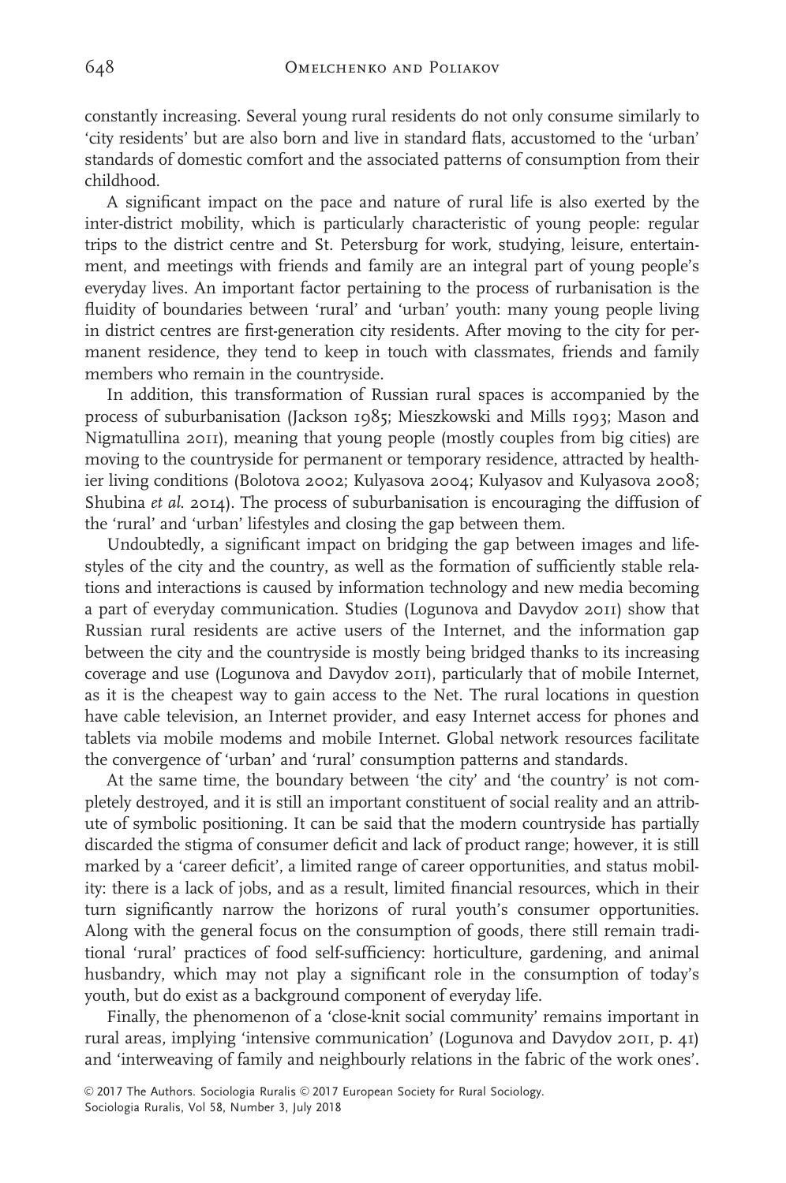constantly increasing. Several young rural residents do not only consume similarly to 'city residents' but are also born and live in standard flats, accustomed to the 'urban' standards of domestic comfort and the associated patterns of consumption from their childhood.

A significant impact on the pace and nature of rural life is also exerted by the inter-district mobility, which is particularly characteristic of young people: regular trips to the district centre and St. Petersburg for work, studying, leisure, entertainment, and meetings with friends and family are an integral part of young people's everyday lives. An important factor pertaining to the process of rurbanisation is the fluidity of boundaries between 'rural' and 'urban' youth: many young people living in district centres are first-generation city residents. After moving to the city for permanent residence, they tend to keep in touch with classmates, friends and family members who remain in the countryside.

In addition, this transformation of Russian rural spaces is accompanied by the process of suburbanisation (Jackson 1985; Mieszkowski and Mills 1993; Mason and Nigmatullina 2011), meaning that young people (mostly couples from big cities) are moving to the countryside for permanent or temporary residence, attracted by healthier living conditions (Bolotova 2002; Kulyasova 2004; Kulyasov and Kulyasova 2008; Shubina *et al.* 2014). The process of suburbanisation is encouraging the diffusion of the 'rural' and 'urban' lifestyles and closing the gap between them.

Undoubtedly, a significant impact on bridging the gap between images and lifestyles of the city and the country, as well as the formation of sufficiently stable relations and interactions is caused by information technology and new media becoming a part of everyday communication. Studies (Logunova and Davydov 2011) show that Russian rural residents are active users of the Internet, and the information gap between the city and the countryside is mostly being bridged thanks to its increasing coverage and use (Logunova and Davydov 2011), particularly that of mobile Internet, as it is the cheapest way to gain access to the Net. The rural locations in question have cable television, an Internet provider, and easy Internet access for phones and tablets via mobile modems and mobile Internet. Global network resources facilitate the convergence of 'urban' and 'rural' consumption patterns and standards.

At the same time, the boundary between 'the city' and 'the country' is not completely destroyed, and it is still an important constituent of social reality and an attribute of symbolic positioning. It can be said that the modern countryside has partially discarded the stigma of consumer deficit and lack of product range; however, it is still marked by a 'career deficit', a limited range of career opportunities, and status mobility: there is a lack of jobs, and as a result, limited financial resources, which in their turn significantly narrow the horizons of rural youth's consumer opportunities. Along with the general focus on the consumption of goods, there still remain traditional 'rural' practices of food self-sufficiency: horticulture, gardening, and animal husbandry, which may not play a significant role in the consumption of today's youth, but do exist as a background component of everyday life.

Finally, the phenomenon of a 'close-knit social community' remains important in rural areas, implying 'intensive communication' (Logunova and Davydov 2011, p. 41) and 'interweaving of family and neighbourly relations in the fabric of the work ones'.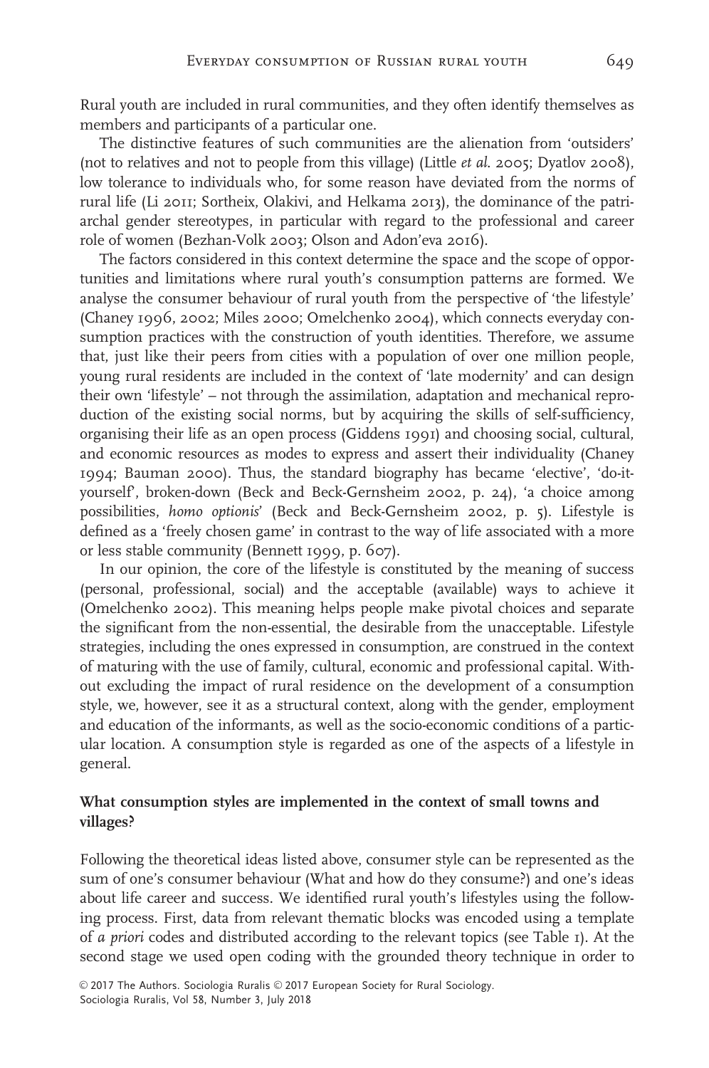Rural youth are included in rural communities, and they often identify themselves as members and participants of a particular one.

The distinctive features of such communities are the alienation from 'outsiders' (not to relatives and not to people from this village) (Little *et al.* 2005; Dyatlov 2008), low tolerance to individuals who, for some reason have deviated from the norms of rural life (Li 2011; Sortheix, Olakivi, and Helkama 2013), the dominance of the patriarchal gender stereotypes, in particular with regard to the professional and career role of women (Bezhan-Volk 2003; Olson and Adon'eva 2016).

The factors considered in this context determine the space and the scope of opportunities and limitations where rural youth's consumption patterns are formed. We analyse the consumer behaviour of rural youth from the perspective of 'the lifestyle' (Chaney 1996, 2002; Miles 2000; Omelchenko 2004), which connects everyday consumption practices with the construction of youth identities. Therefore, we assume that, just like their peers from cities with a population of over one million people, young rural residents are included in the context of 'late modernity' and can design their own 'lifestyle' – not through the assimilation, adaptation and mechanical reproduction of the existing social norms, but by acquiring the skills of self-sufficiency, organising their life as an open process (Giddens 1991) and choosing social, cultural, and economic resources as modes to express and assert their individuality (Chaney 1994; Bauman 2000). Thus, the standard biography has became 'elective', 'do-it-yourself', broken-down (Beck and Beck-Gernsheim 2002, p. 24), 'a choice among possibilities, *homo optionis*' (Beck and Beck-Gernsheim 2002, p. 5). Lifestyle is defined as a 'freely chosen game' in contrast to the way of life associated with a more or less stable community (Bennett 1999, p. 607).

In our opinion, the core of the lifestyle is constituted by the meaning of success (personal, professional, social) and the acceptable (available) ways to achieve it (Omelchenko 2002). This meaning helps people make pivotal choices and separate the significant from the non-essential, the desirable from the unacceptable. Lifestyle strategies, including the ones expressed in consumption, are construed in the context of maturing with the use of family, cultural, economic and professional capital. Without excluding the impact of rural residence on the development of a consumption style, we, however, see it as a structural context, along with the gender, employment and education of the informants, as well as the socio-economic conditions of a particular location. A consumption style is regarded as one of the aspects of a lifestyle in general.

## What consumption styles are implemented in the context of small towns and villages?

Following the theoretical ideas listed above, consumer style can be represented as the sum of one's consumer behaviour (What and how do they consume?) and one's ideas about life career and success. We identified rural youth's lifestyles using the following process. First, data from relevant thematic blocks was encoded using a template of *a priori* codes and distributed according to the relevant topics (see Table 1). At the second stage we used open coding with the grounded theory technique in order to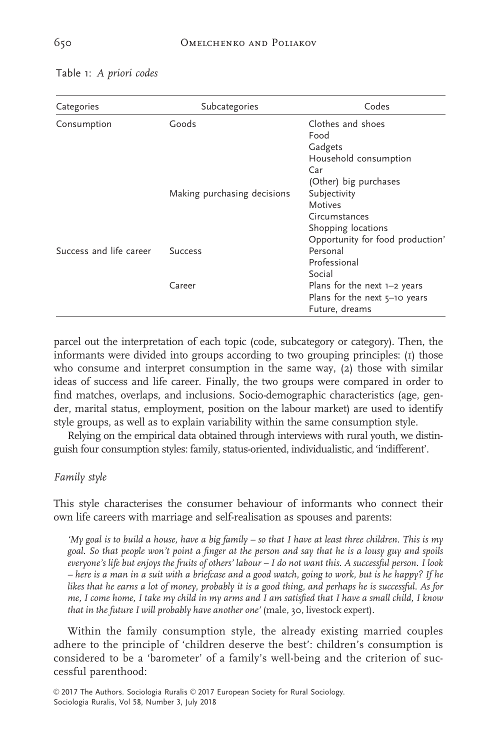Table 1: *A priori codes*

| Categories | Subcategories | Codes |
|---|---|---|
| Consumption | Goods | Clothes and shoes |
| | | Food |
| | | Gadgets |
| | | Household consumption |
| | | Car |
| | | (Other) big purchases |
| | Making purchasing decisions | Subjectivity |
| | | Motives |
| | | Circumstances |
| | | Shopping locations |
| | | Opportunity for food production' |
| Success and life career | Success | Personal |
| | | Professional |
| | | Social |
| | Career | Plans for the next 1–2 years |
| | | Plans for the next 5–10 years |
| | | Future, dreams |

parcel out the interpretation of each topic (code, subcategory or category). Then, the informants were divided into groups according to two grouping principles: (1) those who consume and interpret consumption in the same way, (2) those with similar ideas of success and life career. Finally, the two groups were compared in order to find matches, overlaps, and inclusions. Socio-demographic characteristics (age, gender, marital status, employment, position on the labour market) are used to identify style groups, as well as to explain variability within the same consumption style.

Relying on the empirical data obtained through interviews with rural youth, we distinguish four consumption styles: family, status-oriented, individualistic, and 'indifferent'.

*Family style*

This style characterises the consumer behaviour of informants who connect their own life careers with marriage and self-realisation as spouses and parents:

> *'My goal is to build a house, have a big family – so that I have at least three children. This is my goal. So that people won't point a finger at the person and say that he is a lousy guy and spoils everyone's life but enjoys the fruits of others' labour – I do not want this. A successful person. I look – here is a man in a suit with a briefcase and a good watch, going to work, but is he happy? If he likes that he earns a lot of money, probably it is a good thing, and perhaps he is successful. As for me, I come home, I take my child in my arms and I am satisfied that I have a small child, I know that in the future I will probably have another one'* (male, 30, livestock expert).

Within the family consumption style, the already existing married couples adhere to the principle of 'children deserve the best': children's consumption is considered to be a 'barometer' of a family's well-being and the criterion of successful parenthood: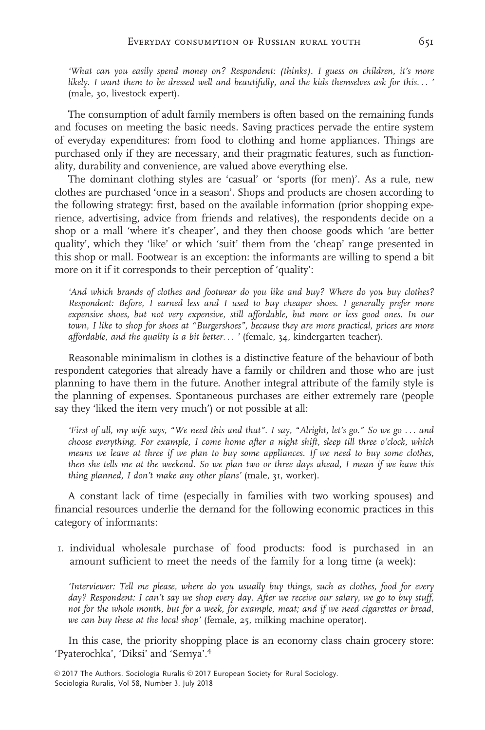*'What can you easily spend money on? Respondent: (thinks). I guess on children, it's more likely. I want them to be dressed well and beautifully, and the kids themselves ask for this... '* (male, 30, livestock expert).

The consumption of adult family members is often based on the remaining funds and focuses on meeting the basic needs. Saving practices pervade the entire system of everyday expenditures: from food to clothing and home appliances. Things are purchased only if they are necessary, and their pragmatic features, such as functionality, durability and convenience, are valued above everything else.

The dominant clothing styles are 'casual' or 'sports (for men)'. As a rule, new clothes are purchased 'once in a season'. Shops and products are chosen according to the following strategy: first, based on the available information (prior shopping experience, advertising, advice from friends and relatives), the respondents decide on a shop or a mall 'where it's cheaper', and they then choose goods which 'are better quality', which they 'like' or which 'suit' them from the 'cheap' range presented in this shop or mall. Footwear is an exception: the informants are willing to spend a bit more on it if it corresponds to their perception of 'quality':

*'And which brands of clothes and footwear do you like and buy? Where do you buy clothes? Respondent: Before, I earned less and I used to buy cheaper shoes. I generally prefer more expensive shoes, but not very expensive, still affordable, but more or less good ones. In our town, I like to shop for shoes at "Burgershoes", because they are more practical, prices are more affordable, and the quality is a bit better... '* (female, 34, kindergarten teacher).

Reasonable minimalism in clothes is a distinctive feature of the behaviour of both respondent categories that already have a family or children and those who are just planning to have them in the future. Another integral attribute of the family style is the planning of expenses. Spontaneous purchases are either extremely rare (people say they 'liked the item very much') or not possible at all:

*'First of all, my wife says, "We need this and that". I say, "Alright, let's go." So we go ... and choose everything. For example, I come home after a night shift, sleep till three o'clock, which means we leave at three if we plan to buy some appliances. If we need to buy some clothes, then she tells me at the weekend. So we plan two or three days ahead, I mean if we have this thing planned, I don't make any other plans'* (male, 31, worker).

A constant lack of time (especially in families with two working spouses) and financial resources underlie the demand for the following economic practices in this category of informants:

1. individual wholesale purchase of food products: food is purchased in an amount sufficient to meet the needs of the family for a long time (a week):

*'Interviewer: Tell me please, where do you usually buy things, such as clothes, food for every day? Respondent: I can't say we shop every day. After we receive our salary, we go to buy stuff, not for the whole month, but for a week, for example, meat; and if we need cigarettes or bread, we can buy these at the local shop'* (female, 25, milking machine operator).

In this case, the priority shopping place is an economy class chain grocery store: 'Pyaterochka', 'Diksi' and 'Semya'.[4]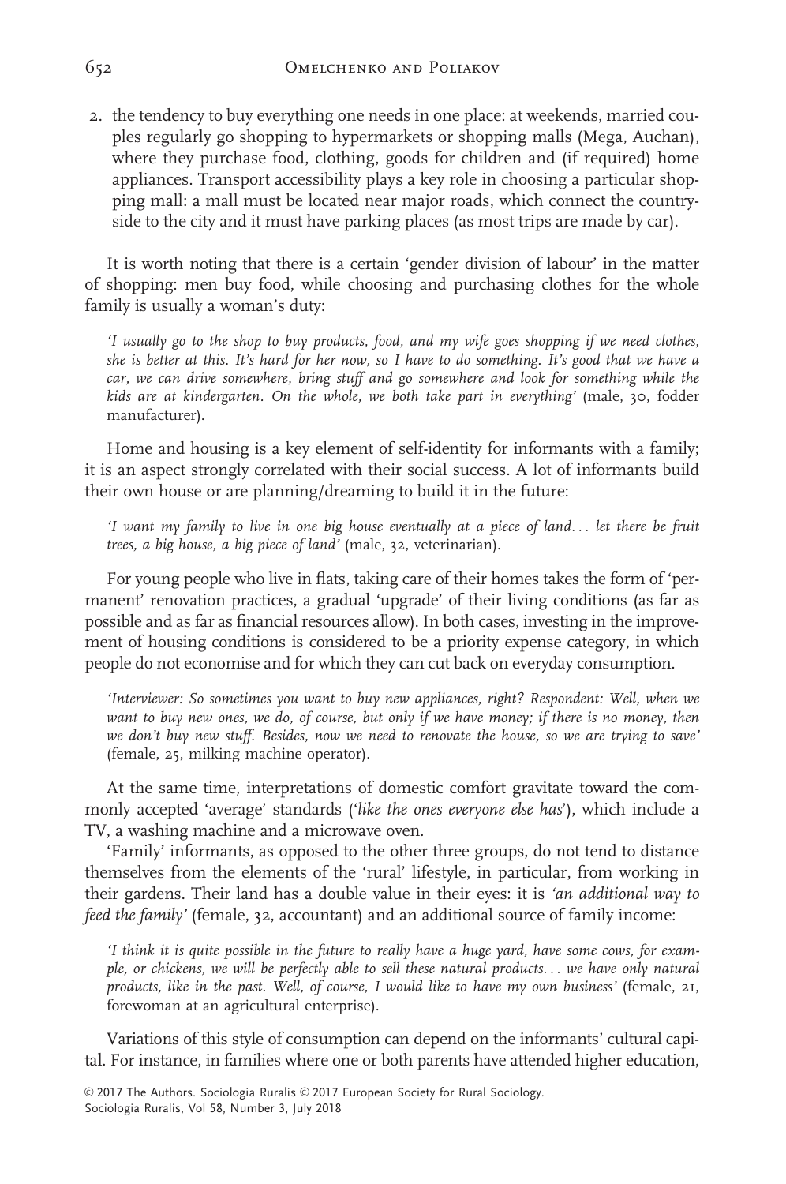2. the tendency to buy everything one needs in one place: at weekends, married couples regularly go shopping to hypermarkets or shopping malls (Mega, Auchan), where they purchase food, clothing, goods for children and (if required) home appliances. Transport accessibility plays a key role in choosing a particular shopping mall: a mall must be located near major roads, which connect the countryside to the city and it must have parking places (as most trips are made by car).

It is worth noting that there is a certain 'gender division of labour' in the matter of shopping: men buy food, while choosing and purchasing clothes for the whole family is usually a woman's duty:

> *'I usually go to the shop to buy products, food, and my wife goes shopping if we need clothes, she is better at this. It's hard for her now, so I have to do something. It's good that we have a car, we can drive somewhere, bring stuff and go somewhere and look for something while the kids are at kindergarten. On the whole, we both take part in everything'* (male, 30, fodder manufacturer).

Home and housing is a key element of self-identity for informants with a family; it is an aspect strongly correlated with their social success. A lot of informants build their own house or are planning/dreaming to build it in the future:

> *'I want my family to live in one big house eventually at a piece of land... let there be fruit trees, a big house, a big piece of land'* (male, 32, veterinarian).

For young people who live in flats, taking care of their homes takes the form of 'permanent' renovation practices, a gradual 'upgrade' of their living conditions (as far as possible and as far as financial resources allow). In both cases, investing in the improvement of housing conditions is considered to be a priority expense category, in which people do not economise and for which they can cut back on everyday consumption.

> *'Interviewer: So sometimes you want to buy new appliances, right? Respondent: Well, when we want to buy new ones, we do, of course, but only if we have money; if there is no money, then we don't buy new stuff. Besides, now we need to renovate the house, so we are trying to save'* (female, 25, milking machine operator).

At the same time, interpretations of domestic comfort gravitate toward the commonly accepted 'average' standards (*'like the ones everyone else has'*), which include a TV, a washing machine and a microwave oven.

'Family' informants, as opposed to the other three groups, do not tend to distance themselves from the elements of the 'rural' lifestyle, in particular, from working in their gardens. Their land has a double value in their eyes: it is *'an additional way to feed the family'* (female, 32, accountant) and an additional source of family income:

> *'I think it is quite possible in the future to really have a huge yard, have some cows, for example, or chickens, we will be perfectly able to sell these natural products... we have only natural products, like in the past. Well, of course, I would like to have my own business'* (female, 21, forewoman at an agricultural enterprise).

Variations of this style of consumption can depend on the informants' cultural capital. For instance, in families where one or both parents have attended higher education,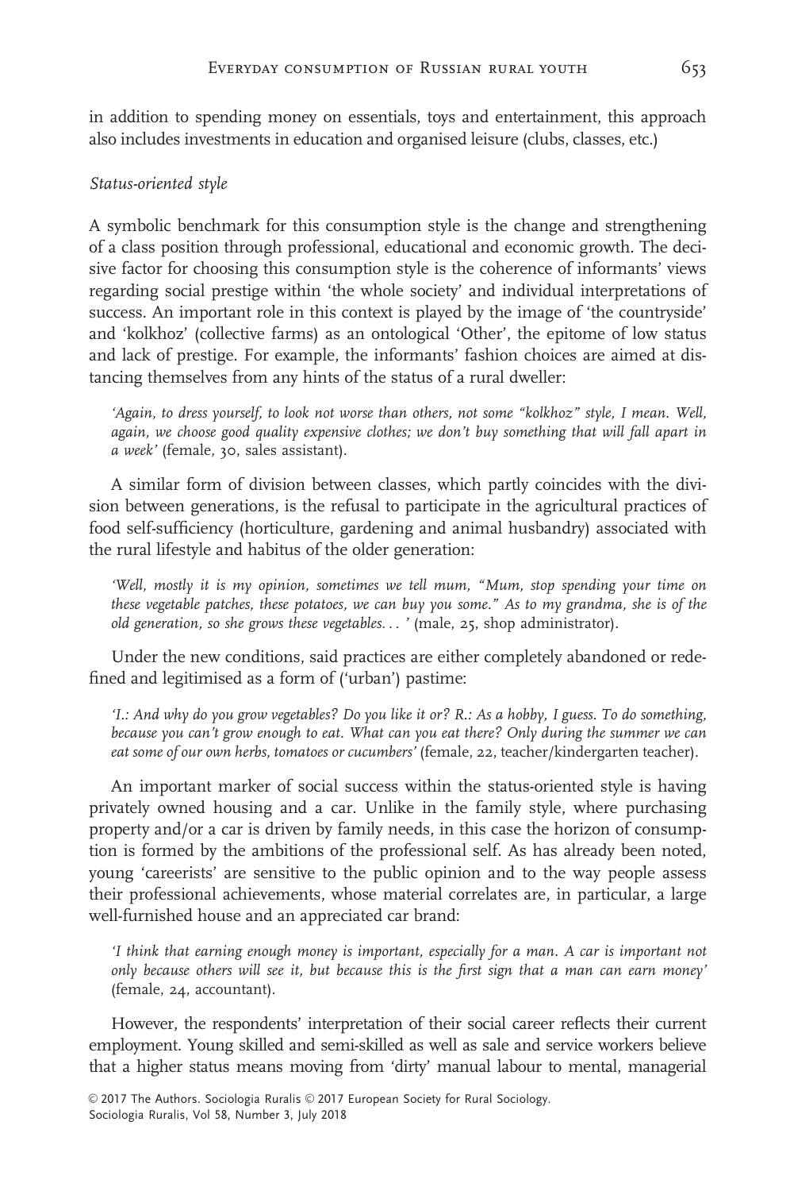in addition to spending money on essentials, toys and entertainment, this approach also includes investments in education and organised leisure (clubs, classes, etc.)

### *Status-oriented style*

A symbolic benchmark for this consumption style is the change and strengthening of a class position through professional, educational and economic growth. The decisive factor for choosing this consumption style is the coherence of informants' views regarding social prestige within 'the whole society' and individual interpretations of success. An important role in this context is played by the image of 'the countryside' and 'kolkhoz' (collective farms) as an ontological 'Other', the epitome of low status and lack of prestige. For example, the informants' fashion choices are aimed at distancing themselves from any hints of the status of a rural dweller:

> *'Again, to dress yourself, to look not worse than others, not some "kolkhoz" style, I mean. Well, again, we choose good quality expensive clothes; we don't buy something that will fall apart in a week'* (female, 30, sales assistant).

A similar form of division between classes, which partly coincides with the division between generations, is the refusal to participate in the agricultural practices of food self-sufficiency (horticulture, gardening and animal husbandry) associated with the rural lifestyle and habitus of the older generation:

> *'Well, mostly it is my opinion, sometimes we tell mum, "Mum, stop spending your time on these vegetable patches, these potatoes, we can buy you some." As to my grandma, she is of the old generation, so she grows these vegetables... '* (male, 25, shop administrator).

Under the new conditions, said practices are either completely abandoned or redefined and legitimised as a form of ('urban') pastime:

> *'I.: And why do you grow vegetables? Do you like it or? R.: As a hobby, I guess. To do something, because you can't grow enough to eat. What can you eat there? Only during the summer we can eat some of our own herbs, tomatoes or cucumbers'* (female, 22, teacher/kindergarten teacher).

An important marker of social success within the status-oriented style is having privately owned housing and a car. Unlike in the family style, where purchasing property and/or a car is driven by family needs, in this case the horizon of consumption is formed by the ambitions of the professional self. As has already been noted, young 'careerists' are sensitive to the public opinion and to the way people assess their professional achievements, whose material correlates are, in particular, a large well-furnished house and an appreciated car brand:

> *'I think that earning enough money is important, especially for a man. A car is important not only because others will see it, but because this is the first sign that a man can earn money'* (female, 24, accountant).

However, the respondents' interpretation of their social career reflects their current employment. Young skilled and semi-skilled as well as sale and service workers believe that a higher status means moving from 'dirty' manual labour to mental, managerial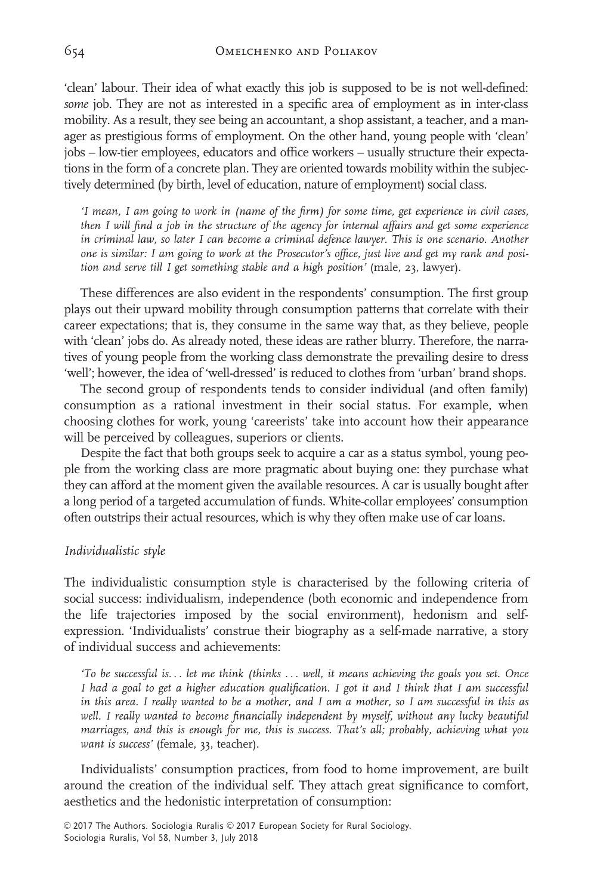'clean' labour. Their idea of what exactly this job is supposed to be is not well-defined: *some* job. They are not as interested in a specific area of employment as in inter-class mobility. As a result, they see being an accountant, a shop assistant, a teacher, and a manager as prestigious forms of employment. On the other hand, young people with 'clean' jobs – low-tier employees, educators and office workers – usually structure their expectations in the form of a concrete plan. They are oriented towards mobility within the subjectively determined (by birth, level of education, nature of employment) social class.

> *'I mean, I am going to work in (name of the firm) for some time, get experience in civil cases, then I will find a job in the structure of the agency for internal affairs and get some experience in criminal law, so later I can become a criminal defence lawyer. This is one scenario. Another one is similar: I am going to work at the Prosecutor's office, just live and get my rank and position and serve till I get something stable and a high position'* (male, 23, lawyer).

These differences are also evident in the respondents' consumption. The first group plays out their upward mobility through consumption patterns that correlate with their career expectations; that is, they consume in the same way that, as they believe, people with 'clean' jobs do. As already noted, these ideas are rather blurry. Therefore, the narratives of young people from the working class demonstrate the prevailing desire to dress 'well'; however, the idea of 'well-dressed' is reduced to clothes from 'urban' brand shops.

The second group of respondents tends to consider individual (and often family) consumption as a rational investment in their social status. For example, when choosing clothes for work, young 'careerists' take into account how their appearance will be perceived by colleagues, superiors or clients.

Despite the fact that both groups seek to acquire a car as a status symbol, young people from the working class are more pragmatic about buying one: they purchase what they can afford at the moment given the available resources. A car is usually bought after a long period of a targeted accumulation of funds. White-collar employees' consumption often outstrips their actual resources, which is why they often make use of car loans.

### *Individualistic style*

The individualistic consumption style is characterised by the following criteria of social success: individualism, independence (both economic and independence from the life trajectories imposed by the social environment), hedonism and self-expression. 'Individualists' construe their biography as a self-made narrative, a story of individual success and achievements:

> *'To be successful is... let me think (thinks ... well, it means achieving the goals you set. Once I had a goal to get a higher education qualification. I got it and I think that I am successful in this area. I really wanted to be a mother, and I am a mother, so I am successful in this as well. I really wanted to become financially independent by myself, without any lucky beautiful marriages, and this is enough for me, this is success. That's all; probably, achieving what you want is success'* (female, 33, teacher).

Individualists' consumption practices, from food to home improvement, are built around the creation of the individual self. They attach great significance to comfort, aesthetics and the hedonistic interpretation of consumption: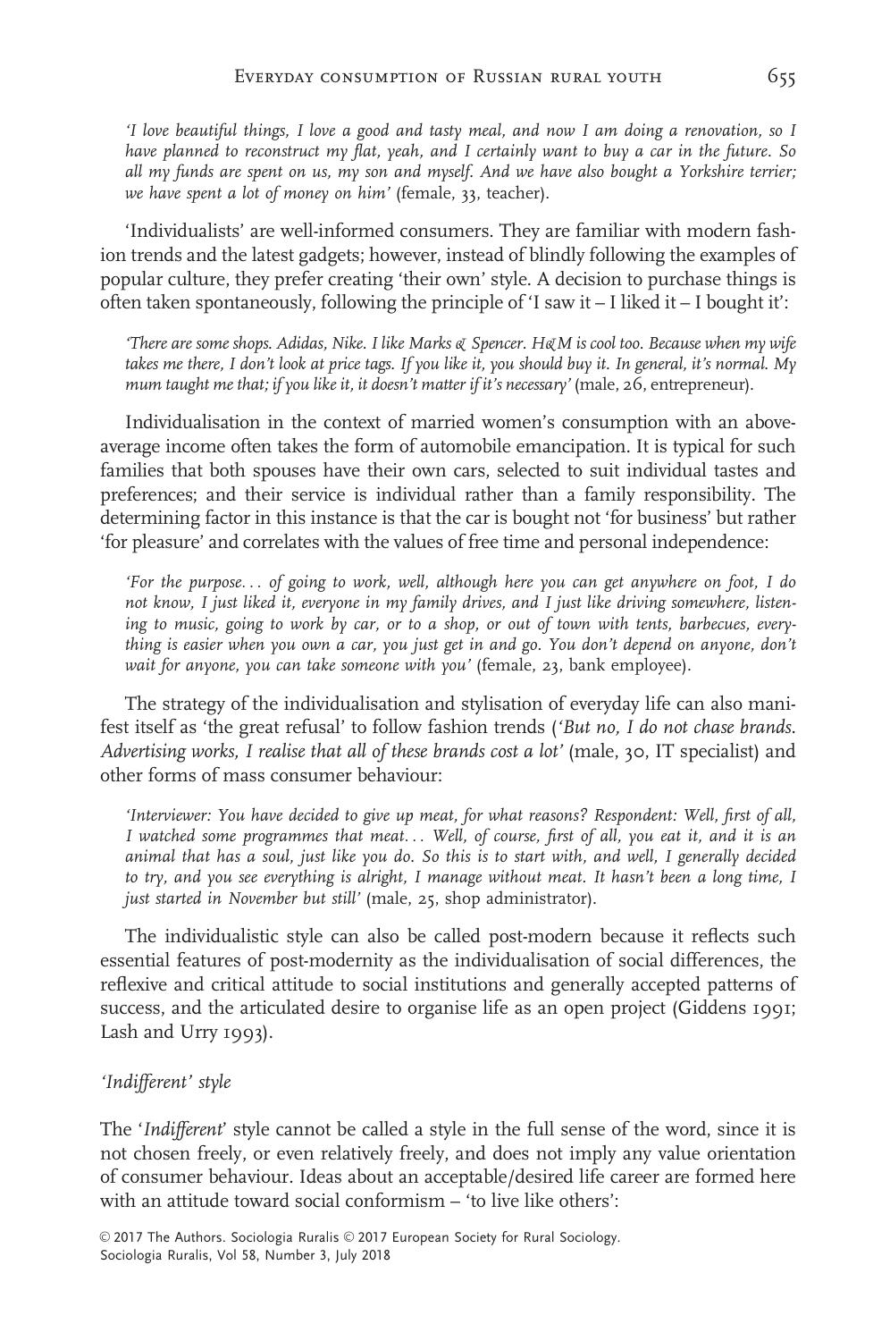*'I love beautiful things, I love a good and tasty meal, and now I am doing a renovation, so I have planned to reconstruct my flat, yeah, and I certainly want to buy a car in the future. So all my funds are spent on us, my son and myself. And we have also bought a Yorkshire terrier; we have spent a lot of money on him'* (female, 33, teacher).

'Individualists' are well-informed consumers. They are familiar with modern fashion trends and the latest gadgets; however, instead of blindly following the examples of popular culture, they prefer creating 'their own' style. A decision to purchase things is often taken spontaneously, following the principle of 'I saw it – I liked it – I bought it':

*'There are some shops. Adidas, Nike. I like Marks & Spencer. H&M is cool too. Because when my wife takes me there, I don't look at price tags. If you like it, you should buy it. In general, it's normal. My mum taught me that; if you like it, it doesn't matter if it's necessary'* (male, 26, entrepreneur).

Individualisation in the context of married women's consumption with an above-average income often takes the form of automobile emancipation. It is typical for such families that both spouses have their own cars, selected to suit individual tastes and preferences; and their service is individual rather than a family responsibility. The determining factor in this instance is that the car is bought not 'for business' but rather 'for pleasure' and correlates with the values of free time and personal independence:

*'For the purpose… of going to work, well, although here you can get anywhere on foot, I do not know, I just liked it, everyone in my family drives, and I just like driving somewhere, listening to music, going to work by car, or to a shop, or out of town with tents, barbecues, everything is easier when you own a car, you just get in and go. You don't depend on anyone, don't wait for anyone, you can take someone with you'* (female, 23, bank employee).

The strategy of the individualisation and stylisation of everyday life can also manifest itself as 'the great refusal' to follow fashion trends (*'But no, I do not chase brands. Advertising works, I realise that all of these brands cost a lot'* (male, 30, IT specialist) and other forms of mass consumer behaviour:

*'Interviewer: You have decided to give up meat, for what reasons? Respondent: Well, first of all, I watched some programmes that meat… Well, of course, first of all, you eat it, and it is an animal that has a soul, just like you do. So this is to start with, and well, I generally decided to try, and you see everything is alright, I manage without meat. It hasn't been a long time, I just started in November but still'* (male, 25, shop administrator).

The individualistic style can also be called post-modern because it reflects such essential features of post-modernity as the individualisation of social differences, the reflexive and critical attitude to social institutions and generally accepted patterns of success, and the articulated desire to organise life as an open project (Giddens 1991; Lash and Urry 1993).

### *'Indifferent' style*

The '*Indifferent*' style cannot be called a style in the full sense of the word, since it is not chosen freely, or even relatively freely, and does not imply any value orientation of consumer behaviour. Ideas about an acceptable/desired life career are formed here with an attitude toward social conformism – 'to live like others':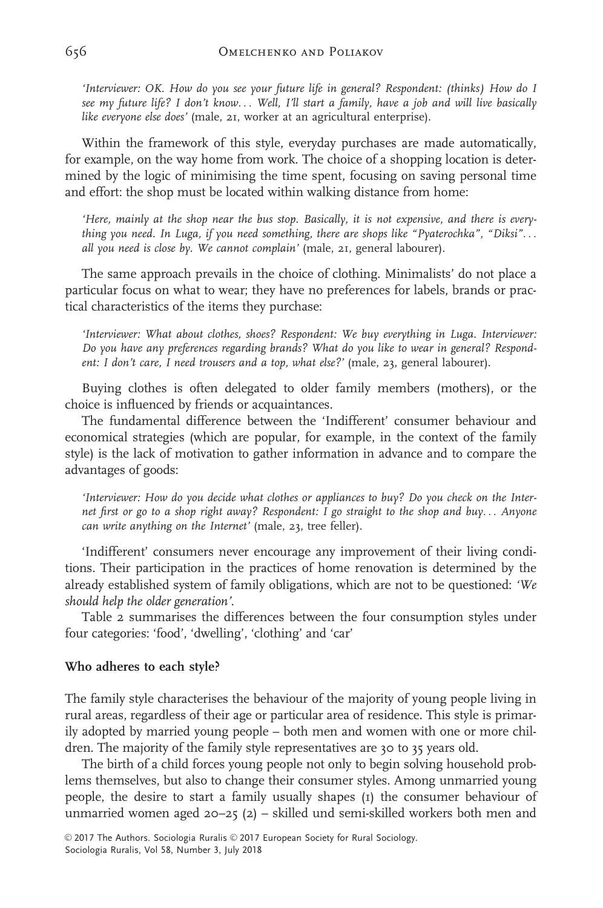*'Interviewer: OK. How do you see your future life in general? Respondent: (thinks) How do I see my future life? I don't know... Well, I'll start a family, have a job and will live basically like everyone else does'* (male, 21, worker at an agricultural enterprise).

Within the framework of this style, everyday purchases are made automatically, for example, on the way home from work. The choice of a shopping location is determined by the logic of minimising the time spent, focusing on saving personal time and effort: the shop must be located within walking distance from home:

*'Here, mainly at the shop near the bus stop. Basically, it is not expensive, and there is everything you need. In Luga, if you need something, there are shops like "Pyaterochka", "Diksi"... all you need is close by. We cannot complain'* (male, 21, general labourer).

The same approach prevails in the choice of clothing. Minimalists' do not place a particular focus on what to wear; they have no preferences for labels, brands or practical characteristics of the items they purchase:

*'Interviewer: What about clothes, shoes? Respondent: We buy everything in Luga. Interviewer: Do you have any preferences regarding brands? What do you like to wear in general? Respondent: I don't care, I need trousers and a top, what else?'* (male, 23, general labourer).

Buying clothes is often delegated to older family members (mothers), or the choice is influenced by friends or acquaintances.

The fundamental difference between the 'Indifferent' consumer behaviour and economical strategies (which are popular, for example, in the context of the family style) is the lack of motivation to gather information in advance and to compare the advantages of goods:

*'Interviewer: How do you decide what clothes or appliances to buy? Do you check on the Internet first or go to a shop right away? Respondent: I go straight to the shop and buy... Anyone can write anything on the Internet'* (male, 23, tree feller).

'Indifferent' consumers never encourage any improvement of their living conditions. Their participation in the practices of home renovation is determined by the already established system of family obligations, which are not to be questioned: *'We should help the older generation'*.

Table 2 summarises the differences between the four consumption styles under four categories: 'food', 'dwelling', 'clothing' and 'car'

**Who adheres to each style?**

The family style characterises the behaviour of the majority of young people living in rural areas, regardless of their age or particular area of residence. This style is primarily adopted by married young people – both men and women with one or more children. The majority of the family style representatives are 30 to 35 years old.

The birth of a child forces young people not only to begin solving household problems themselves, but also to change their consumer styles. Among unmarried young people, the desire to start a family usually shapes (1) the consumer behaviour of unmarried women aged 20–25 (2) – skilled und semi-skilled workers both men and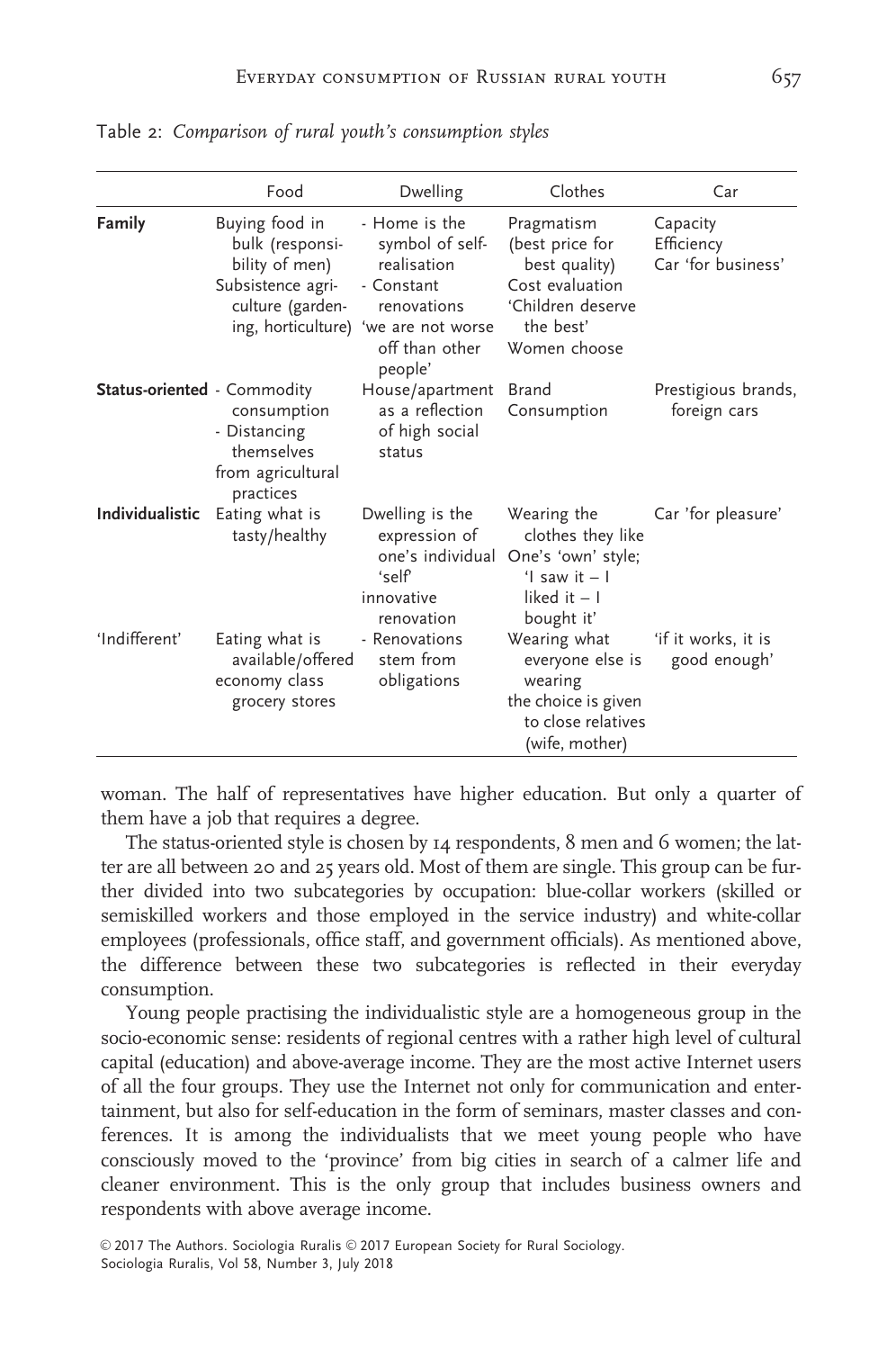Table 2: *Comparison of rural youth's consumption styles*

| | Food | Dwelling | Clothes | Car |
|---|---|---|---|---|
| **Family** | Buying food in bulk (responsibility of men) Subsistence agriculture (gardening, horticulture) | - Home is the symbol of self-realisation - Constant renovations 'we are not worse off than other people' | Pragmatism (best price for best quality) Cost evaluation 'Children deserve the best' Women choose | Capacity Efficiency Car 'for business' |
| **Status-oriented** | - Commodity consumption - Distancing themselves from agricultural practices | House/apartment as a reflection of high social status | Brand Consumption | Prestigious brands, foreign cars |
| **Individualistic** | Eating what is tasty/healthy | Dwelling is the expression of one's individual 'self' innovative renovation | Wearing the clothes they like One's 'own' style; 'I saw it – I liked it – I bought it' | Car 'for pleasure' |
| 'Indifferent' | Eating what is available/offered economy class grocery stores | - Renovations stem from obligations | Wearing what everyone else is wearing the choice is given to close relatives (wife, mother) | 'if it works, it is good enough' |

woman. The half of representatives have higher education. But only a quarter of them have a job that requires a degree.

The status-oriented style is chosen by 14 respondents, 8 men and 6 women; the latter are all between 20 and 25 years old. Most of them are single. This group can be further divided into two subcategories by occupation: blue-collar workers (skilled or semiskilled workers and those employed in the service industry) and white-collar employees (professionals, office staff, and government officials). As mentioned above, the difference between these two subcategories is reflected in their everyday consumption.

Young people practising the individualistic style are a homogeneous group in the socio-economic sense: residents of regional centres with a rather high level of cultural capital (education) and above-average income. They are the most active Internet users of all the four groups. They use the Internet not only for communication and entertainment, but also for self-education in the form of seminars, master classes and conferences. It is among the individualists that we meet young people who have consciously moved to the 'province' from big cities in search of a calmer life and cleaner environment. This is the only group that includes business owners and respondents with above average income.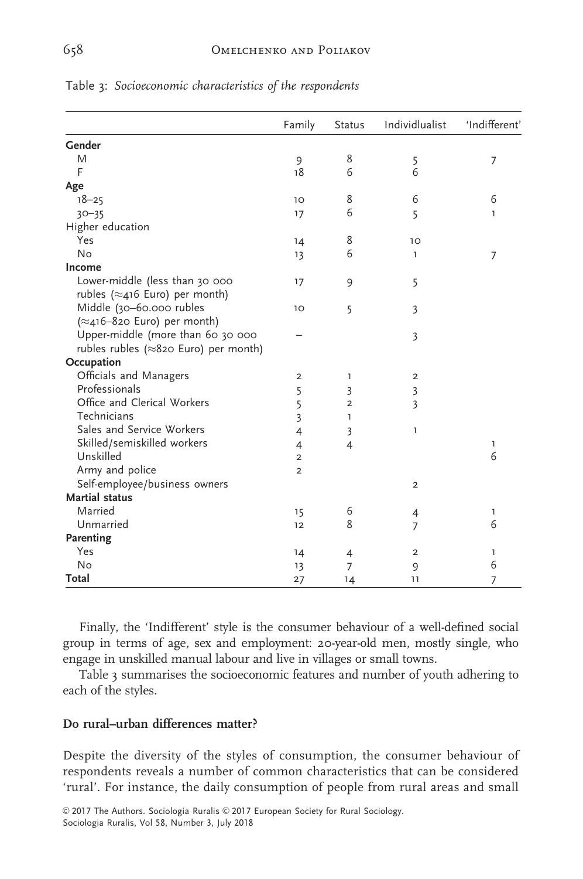Table 3: *Socioeconomic characteristics of the respondents*

| | Family | Status | Individlualist | 'Indifferent' |
|---|---|---|---|---|
| **Gender** | | | | |
| M | 9 | 8 | 5 | 7 |
| F | 18 | 6 | 6 | |
| **Age** | | | | |
| 18–25 | 10 | 8 | 6 | 6 |
| 30–35 | 17 | 6 | 5 | 1 |
| Higher education | | | | |
| Yes | 14 | 8 | 10 | |
| No | 13 | 6 | 1 | 7 |
| **Income** | | | | |
| Lower-middle (less than 30 000 rubles (≈416 Euro) per month) | 17 | 9 | 5 | |
| Middle (30–60.000 rubles (≈416–820 Euro) per month) | 10 | 5 | 3 | |
| Upper-middle (more than 60 30 000 rubles rubles (≈820 Euro) per month) | – | | 3 | |
| **Occupation** | | | | |
| Officials and Managers | 2 | 1 | 2 | |
| Professionals | 5 | 3 | 3 | |
| Office and Clerical Workers | 5 | 2 | 3 | |
| Technicians | 3 | 1 | | |
| Sales and Service Workers | 4 | 3 | 1 | |
| Skilled/semiskilled workers | 4 | 4 | | 1 |
| Unskilled | 2 | | | 6 |
| Army and police | 2 | | | |
| Self-employee/business owners | | | 2 | |
| **Martial status** | | | | |
| Married | 15 | 6 | 4 | 1 |
| Unmarried | 12 | 8 | 7 | 6 |
| **Parenting** | | | | |
| Yes | 14 | 4 | 2 | 1 |
| No | 13 | 7 | 9 | 6 |
| **Total** | 27 | 14 | 11 | 7 |

Finally, the 'Indifferent' style is the consumer behaviour of a well-defined social group in terms of age, sex and employment: 20-year-old men, mostly single, who engage in unskilled manual labour and live in villages or small towns.

Table 3 summarises the socioeconomic features and number of youth adhering to each of the styles.

**Do rural–urban differences matter?**

Despite the diversity of the styles of consumption, the consumer behaviour of respondents reveals a number of common characteristics that can be considered 'rural'. For instance, the daily consumption of people from rural areas and small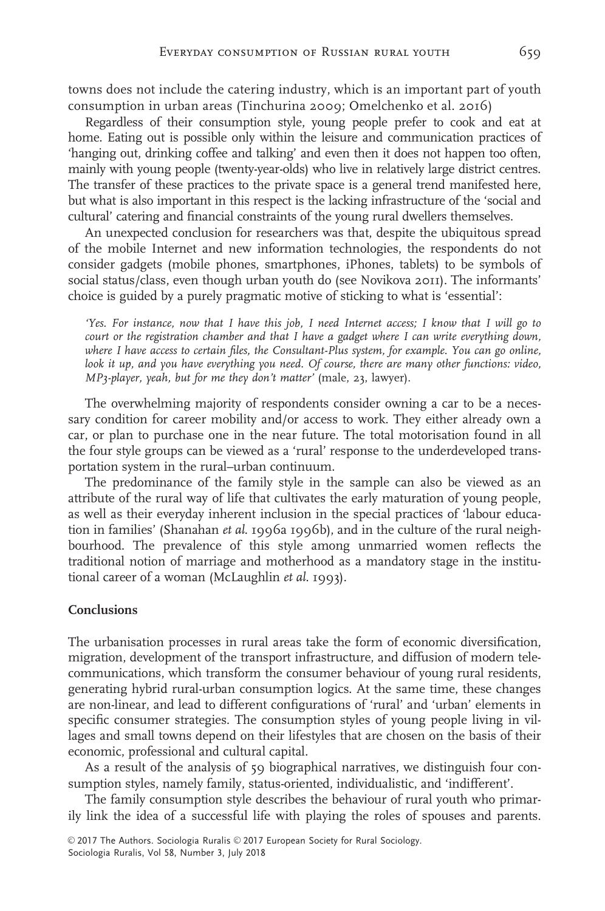towns does not include the catering industry, which is an important part of youth consumption in urban areas (Tinchurina 2009; Omelchenko et al. 2016)

Regardless of their consumption style, young people prefer to cook and eat at home. Eating out is possible only within the leisure and communication practices of 'hanging out, drinking coffee and talking' and even then it does not happen too often, mainly with young people (twenty-year-olds) who live in relatively large district centres. The transfer of these practices to the private space is a general trend manifested here, but what is also important in this respect is the lacking infrastructure of the 'social and cultural' catering and financial constraints of the young rural dwellers themselves.

An unexpected conclusion for researchers was that, despite the ubiquitous spread of the mobile Internet and new information technologies, the respondents do not consider gadgets (mobile phones, smartphones, iPhones, tablets) to be symbols of social status/class, even though urban youth do (see Novikova 2011). The informants' choice is guided by a purely pragmatic motive of sticking to what is 'essential':

> *'Yes. For instance, now that I have this job, I need Internet access; I know that I will go to court or the registration chamber and that I have a gadget where I can write everything down, where I have access to certain files, the Consultant-Plus system, for example. You can go online, look it up, and you have everything you need. Of course, there are many other functions: video, MP3-player, yeah, but for me they don't matter'* (male, 23, lawyer).

The overwhelming majority of respondents consider owning a car to be a necessary condition for career mobility and/or access to work. They either already own a car, or plan to purchase one in the near future. The total motorisation found in all the four style groups can be viewed as a 'rural' response to the underdeveloped transportation system in the rural–urban continuum.

The predominance of the family style in the sample can also be viewed as an attribute of the rural way of life that cultivates the early maturation of young people, as well as their everyday inherent inclusion in the special practices of 'labour education in families' (Shanahan *et al.* 1996a 1996b), and in the culture of the rural neighbourhood. The prevalence of this style among unmarried women reflects the traditional notion of marriage and motherhood as a mandatory stage in the institutional career of a woman (McLaughlin *et al.* 1993).

## Conclusions

The urbanisation processes in rural areas take the form of economic diversification, migration, development of the transport infrastructure, and diffusion of modern telecommunications, which transform the consumer behaviour of young rural residents, generating hybrid rural-urban consumption logics. At the same time, these changes are non-linear, and lead to different configurations of 'rural' and 'urban' elements in specific consumer strategies. The consumption styles of young people living in villages and small towns depend on their lifestyles that are chosen on the basis of their economic, professional and cultural capital.

As a result of the analysis of 59 biographical narratives, we distinguish four consumption styles, namely family, status-oriented, individualistic, and 'indifferent'.

The family consumption style describes the behaviour of rural youth who primarily link the idea of a successful life with playing the roles of spouses and parents.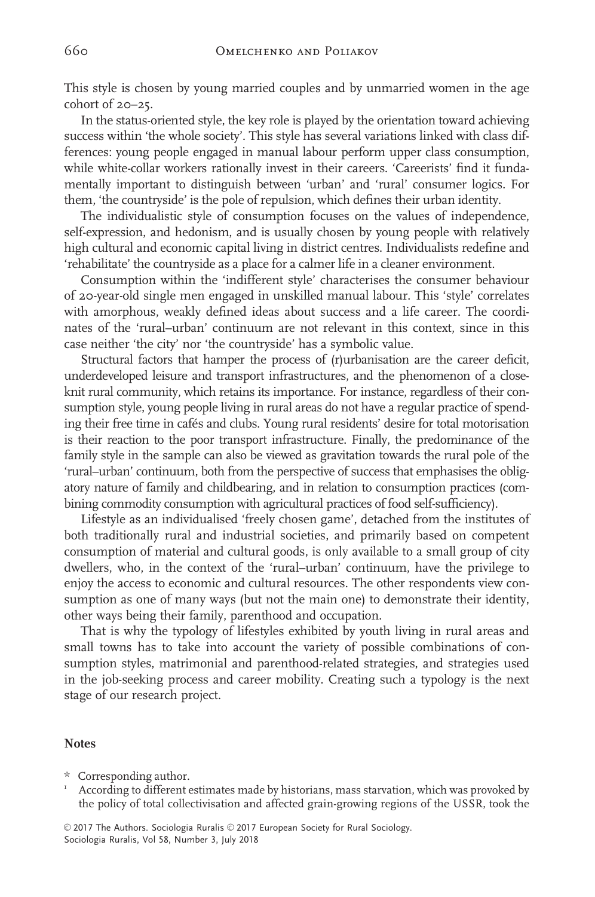This style is chosen by young married couples and by unmarried women in the age cohort of 20–25.

In the status-oriented style, the key role is played by the orientation toward achieving success within 'the whole society'. This style has several variations linked with class differences: young people engaged in manual labour perform upper class consumption, while white-collar workers rationally invest in their careers. 'Careerists' find it fundamentally important to distinguish between 'urban' and 'rural' consumer logics. For them, 'the countryside' is the pole of repulsion, which defines their urban identity.

The individualistic style of consumption focuses on the values of independence, self-expression, and hedonism, and is usually chosen by young people with relatively high cultural and economic capital living in district centres. Individualists redefine and 'rehabilitate' the countryside as a place for a calmer life in a cleaner environment.

Consumption within the 'indifferent style' characterises the consumer behaviour of 20-year-old single men engaged in unskilled manual labour. This 'style' correlates with amorphous, weakly defined ideas about success and a life career. The coordinates of the 'rural–urban' continuum are not relevant in this context, since in this case neither 'the city' nor 'the countryside' has a symbolic value.

Structural factors that hamper the process of (r)urbanisation are the career deficit, underdeveloped leisure and transport infrastructures, and the phenomenon of a close-knit rural community, which retains its importance. For instance, regardless of their consumption style, young people living in rural areas do not have a regular practice of spending their free time in cafés and clubs. Young rural residents' desire for total motorisation is their reaction to the poor transport infrastructure. Finally, the predominance of the family style in the sample can also be viewed as gravitation towards the rural pole of the 'rural–urban' continuum, both from the perspective of success that emphasises the obligatory nature of family and childbearing, and in relation to consumption practices (combining commodity consumption with agricultural practices of food self-sufficiency).

Lifestyle as an individualised 'freely chosen game', detached from the institutes of both traditionally rural and industrial societies, and primarily based on competent consumption of material and cultural goods, is only available to a small group of city dwellers, who, in the context of the 'rural–urban' continuum, have the privilege to enjoy the access to economic and cultural resources. The other respondents view consumption as one of many ways (but not the main one) to demonstrate their identity, other ways being their family, parenthood and occupation.

That is why the typology of lifestyles exhibited by youth living in rural areas and small towns has to take into account the variety of possible combinations of consumption styles, matrimonial and parenthood-related strategies, and strategies used in the job-seeking process and career mobility. Creating such a typology is the next stage of our research project.

## Notes

\* Corresponding author.

[1] According to different estimates made by historians, mass starvation, which was provoked by the policy of total collectivisation and affected grain-growing regions of the USSR, took the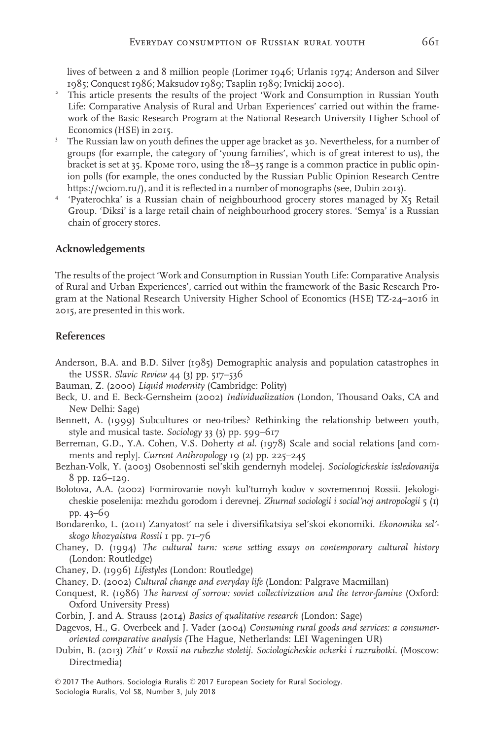lives of between 2 and 8 million people (Lorimer 1946; Urlanis 1974; Anderson and Silver 1985; Conquest 1986; Maksudov 1989; Tsaplin 1989; Ivnickij 2000).

2. This article presents the results of the project 'Work and Consumption in Russian Youth Life: Comparative Analysis of Rural and Urban Experiences' carried out within the framework of the Basic Research Program at the National Research University Higher School of Economics (HSE) in 2015.
3. The Russian law on youth defines the upper age bracket as 30. Nevertheless, for a number of groups (for example, the category of 'young families', which is of great interest to us), the bracket is set at 35. Кроме того, using the 18–35 range is a common practice in public opinion polls (for example, the ones conducted by the Russian Public Opinion Research Centre https://wciom.ru/), and it is reflected in a number of monographs (see, Dubin 2013).
4. 'Pyaterochka' is a Russian chain of neighbourhood grocery stores managed by X5 Retail Group. 'Diksi' is a large retail chain of neighbourhood grocery stores. 'Semya' is a Russian chain of grocery stores.

## Acknowledgements

The results of the project 'Work and Consumption in Russian Youth Life: Comparative Analysis of Rural and Urban Experiences', carried out within the framework of the Basic Research Program at the National Research University Higher School of Economics (HSE) TZ-24–2016 in 2015, are presented in this work.

## References

Anderson, B.A. and B.D. Silver (1985) Demographic analysis and population catastrophes in the USSR. *Slavic Review* 44 (3) pp. 517–536

Bauman, Z. (2000) *Liquid modernity* (Cambridge: Polity)

Beck, U. and E. Beck-Gernsheim (2002) *Individualization* (London, Thousand Oaks, CA and New Delhi: Sage)

Bennett, A. (1999) Subcultures or neo-tribes? Rethinking the relationship between youth, style and musical taste. *Sociology* 33 (3) pp. 599–617

Berreman, G.D., Y.A. Cohen, V.S. Doherty *et al.* (1978) Scale and social relations [and comments and reply]. *Current Anthropology* 19 (2) pp. 225–245

Bezhan-Volk, Y. (2003) Osobennosti sel'skih gendernyh modelej. *Sociologicheskie issledovanija* 8 pp. 126–129.

Bolotova, A.A. (2002) Formirovanie novyh kul'turnyh kodov v sovremennoj Rossii. Jekologicheskie poselenija: mezhdu gorodom i derevnej. *Zhurnal sociologii i social'noj antropologii* 5 (1) pp. 43–69

Bondarenko, L. (2011) Zanyatost' na sele i diversifikatsiya sel'skoi ekonomiki. *Ekonomika sel'skogo khozyaistva Rossii* 1 pp. 71–76

Chaney, D. (1994) *The cultural turn: scene setting essays on contemporary cultural history* (London: Routledge)

Chaney, D. (1996) *Lifestyles* (London: Routledge)

Chaney, D. (2002) *Cultural change and everyday life* (London: Palgrave Macmillan)

Conquest, R. (1986) *The harvest of sorrow: soviet collectivization and the terror-famine* (Oxford: Oxford University Press)

Corbin, J. and A. Strauss (2014) *Basics of qualitative research* (London: Sage)

Dagevos, H., G. Overbeek and J. Vader (2004) *Consuming rural goods and services: a consumer-oriented comparative analysis* (The Hague, Netherlands: LEI Wageningen UR)

Dubin, B. (2013) *Zhit' v Rossii na rubezhe stoletij. Sociologicheskie ocherki i razrabotki*. (Moscow: Directmedia)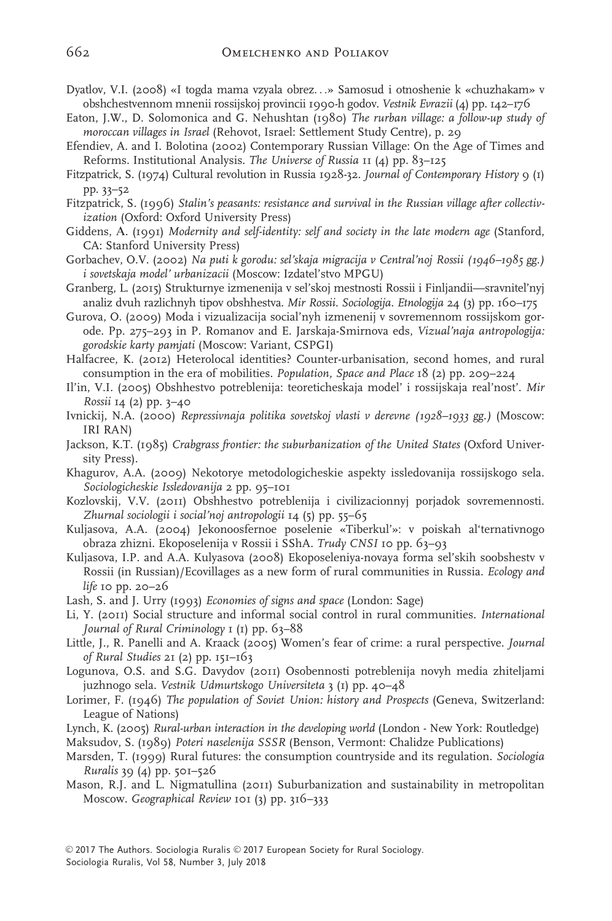Dyatlov, V.I. (2008) «I togda mama vzyala obrez. . .» Samosud i otnoshenie k «chuzhakam» v obshchestvennom mnenii rossijskoj provincii 1990-h godov. *Vestnik Evrazii* (4) pp. 142–176

Eaton, J.W., D. Solomonica and G. Nehushtan (1980) *The rurban village: a follow-up study of moroccan villages in Israel* (Rehovot, Israel: Settlement Study Centre), p. 29

Efendiev, A. and I. Bolotina (2002) Contemporary Russian Village: On the Age of Times and Reforms. Institutional Analysis. *The Universe of Russia* 11 (4) pp. 83–125

Fitzpatrick, S. (1974) Cultural revolution in Russia 1928-32. *Journal of Contemporary History* 9 (1) pp. 33–52

Fitzpatrick, S. (1996) *Stalin's peasants: resistance and survival in the Russian village after collectivization* (Oxford: Oxford University Press)

Giddens, A. (1991) *Modernity and self-identity: self and society in the late modern age* (Stanford, CA: Stanford University Press)

Gorbachev, O.V. (2002) *Na puti k gorodu: sel'skaja migracija v Central'noj Rossii (1946–1985 gg.) i sovetskaja model' urbanizacii* (Moscow: Izdatel'stvo MPGU)

Granberg, L. (2015) Strukturnye izmenenija v sel'skoj mestnosti Rossii i Finljandii—sravnitel'nyj analiz dvuh razlichnyh tipov obshhestva. *Mir Rossii. Sociologija. Etnologija* 24 (3) pp. 160–175

Gurova, O. (2009) Moda i vizualizacija social'nyh izmenenij v sovremennom rossijskom gorode. Pp. 275–293 in P. Romanov and E. Jarskaja-Smirnova eds, *Vizual'naja antropologija: gorodskie karty pamjati* (Moscow: Variant, CSPGI)

Halfacree, K. (2012) Heterolocal identities? Counter-urbanisation, second homes, and rural consumption in the era of mobilities. *Population, Space and Place* 18 (2) pp. 209–224

Il'in, V.I. (2005) Obshhestvo potreblenija: teoreticheskaja model' i rossijskaja real'nost'. *Mir Rossii* 14 (2) pp. 3–40

Ivnickij, N.A. (2000) *Repressivnaja politika sovetskoj vlasti v derevne (1928–1933 gg.)* (Moscow: IRI RAN)

Jackson, K.T. (1985) *Crabgrass frontier: the suburbanization of the United States* (Oxford University Press).

Khagurov, A.A. (2009) Nekotorye metodologicheskie aspekty issledovanija rossijskogo sela. *Sociologicheskie Issledovanija* 2 pp. 95–101

Kozlovskij, V.V. (2011) Obshhestvo potreblenija i civilizacionnyj porjadok sovremennosti. *Zhurnal sociologii i social'noj antropologii* 14 (5) pp. 55–65

Kuljasova, A.A. (2004) Jekonoosfernoe poselenie «Tiberkul'»: v poiskah al'ternativnogo obraza zhizni. Ekoposelenija v Rossii i SShA. *Trudy CNSI* 10 pp. 63–93

Kuljasova, I.P. and A.A. Kulyasova (2008) Ekoposeleniya-novaya forma sel'skih soobshestv v Rossii (in Russian)/Ecovillages as a new form of rural communities in Russia. *Ecology and life* 10 pp. 20–26

Lash, S. and J. Urry (1993) *Economies of signs and space* (London: Sage)

Li, Y. (2011) Social structure and informal social control in rural communities. *International Journal of Rural Criminology* 1 (1) pp. 63–88

Little, J., R. Panelli and A. Kraack (2005) Women's fear of crime: a rural perspective. *Journal of Rural Studies* 21 (2) pp. 151–163

Logunova, O.S. and S.G. Davydov (2011) Osobennosti potreblenija novyh media zhiteljami juzhnogo sela. *Vestnik Udmurtskogo Universiteta* 3 (1) pp. 40–48

Lorimer, F. (1946) *The population of Soviet Union: history and Prospects* (Geneva, Switzerland: League of Nations)

Lynch, K. (2005) *Rural-urban interaction in the developing world* (London - New York: Routledge)

Maksudov, S. (1989) *Poteri naselenija SSSR* (Benson, Vermont: Chalidze Publications)

Marsden, T. (1999) Rural futures: the consumption countryside and its regulation. *Sociologia Ruralis* 39 (4) pp. 501–526

Mason, R.J. and L. Nigmatullina (2011) Suburbanization and sustainability in metropolitan Moscow. *Geographical Review* 101 (3) pp. 316–333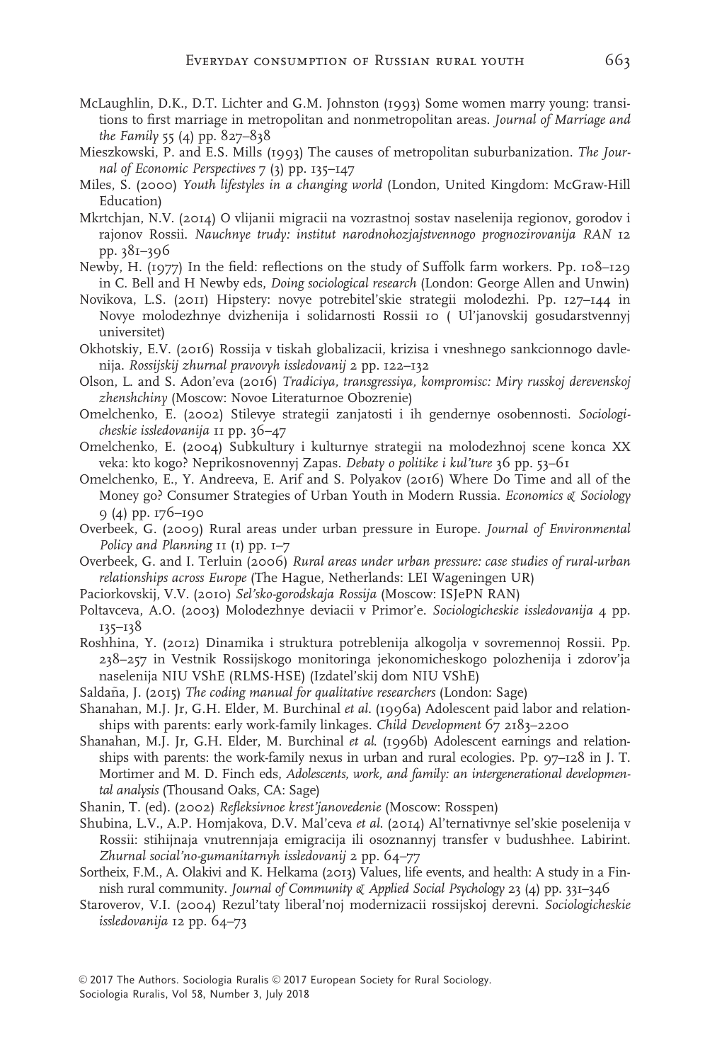McLaughlin, D.K., D.T. Lichter and G.M. Johnston (1993) Some women marry young: transitions to first marriage in metropolitan and nonmetropolitan areas. *Journal of Marriage and the Family* 55 (4) pp. 827–838

Mieszkowski, P. and E.S. Mills (1993) The causes of metropolitan suburbanization. *The Journal of Economic Perspectives* 7 (3) pp. 135–147

Miles, S. (2000) *Youth lifestyles in a changing world* (London, United Kingdom: McGraw-Hill Education)

Mkrtchjan, N.V. (2014) O vlijanii migracii na vozrastnoj sostav naselenija regionov, gorodov i rajonov Rossii. *Nauchnye trudy: institut narodnohozjajstvennogo prognozirovanija RAN* 12 pp. 381–396

Newby, H. (1977) In the field: reflections on the study of Suffolk farm workers. Pp. 108–129 in C. Bell and H Newby eds, *Doing sociological research* (London: George Allen and Unwin)

Novikova, L.S. (2011) Hipstery: novye potrebitel'skie strategii molodezhi. Pp. 127–144 in Novye molodezhnye dvizhenija i solidarnosti Rossii 10 ( Ul'janovskij gosudarstvennyj universitet)

Okhotskiy, E.V. (2016) Rossija v tiskah globalizacii, krizisa i vneshnego sankcionnogo davlenija. *Rossijskij zhurnal pravovyh issledovanij* 2 pp. 122–132

Olson, L. and S. Adon'eva (2016) *Tradiciya, transgressiya, kompromisc: Miry russkoj derevenskoj zhenshchiny* (Moscow: Novoe Literaturnoe Obozrenie)

Omelchenko, E. (2002) Stilevye strategii zanjatosti i ih gendernye osobennosti. *Sociologicheskie issledovanija* 11 pp. 36–47

Omelchenko, E. (2004) Subkultury i kulturnye strategii na molodezhnoj scene konca XX veka: kto kogo? Neprikosnovennyj Zapas. *Debaty o politike i kul'ture* 36 pp. 53–61

Omelchenko, E., Y. Andreeva, E. Arif and S. Polyakov (2016) Where Do Time and all of the Money go? Consumer Strategies of Urban Youth in Modern Russia. *Economics & Sociology* 9 (4) pp. 176–190

Overbeek, G. (2009) Rural areas under urban pressure in Europe. *Journal of Environmental Policy and Planning* 11 (1) pp. 1–7

Overbeek, G. and I. Terluin (2006) *Rural areas under urban pressure: case studies of rural-urban relationships across Europe* (The Hague, Netherlands: LEI Wageningen UR)

Paciorkovskij, V.V. (2010) *Sel'sko-gorodskaja Rossija* (Moscow: ISJePN RAN)

Poltavceva, A.O. (2003) Molodezhnye deviacii v Primor'e. *Sociologicheskie issledovanija* 4 pp. 135–138

Roshhina, Y. (2012) Dinamika i struktura potreblenija alkogolja v sovremennoj Rossii. Pp. 238–257 in Vestnik Rossijskogo monitoringa jekonomicheskogo polozhenija i zdorov'ja naselenija NIU VShE (RLMS-HSE) (Izdatel'skij dom NIU VShE)

Saldaña, J. (2015) *The coding manual for qualitative researchers* (London: Sage)

Shanahan, M.J. Jr, G.H. Elder, M. Burchinal *et al.* (1996a) Adolescent paid labor and relationships with parents: early work-family linkages. *Child Development* 67 2183–2200

Shanahan, M.J. Jr, G.H. Elder, M. Burchinal *et al.* (1996b) Adolescent earnings and relationships with parents: the work-family nexus in urban and rural ecologies. Pp. 97–128 in J. T. Mortimer and M. D. Finch eds, *Adolescents, work, and family: an intergenerational developmental analysis* (Thousand Oaks, CA: Sage)

Shanin, T. (ed). (2002) *Refleksivnoe krest'janovedenie* (Moscow: Rosspen)

Shubina, L.V., A.P. Homjakova, D.V. Mal'ceva *et al.* (2014) Al'ternativnye sel'skie poselenija v Rossii: stihijnaja vnutrennjaja emigracija ili osoznannyj transfer v budushhee. Labirint. *Zhurnal social'no-gumanitarnyh issledovanij* 2 pp. 64–77

Sortheix, F.M., A. Olakivi and K. Helkama (2013) Values, life events, and health: A study in a Finnish rural community. *Journal of Community & Applied Social Psychology* 23 (4) pp. 331–346

Staroverov, V.I. (2004) Rezul'taty liberal'noj modernizacii rossijskoj derevni. *Sociologicheskie issledovanija* 12 pp. 64–73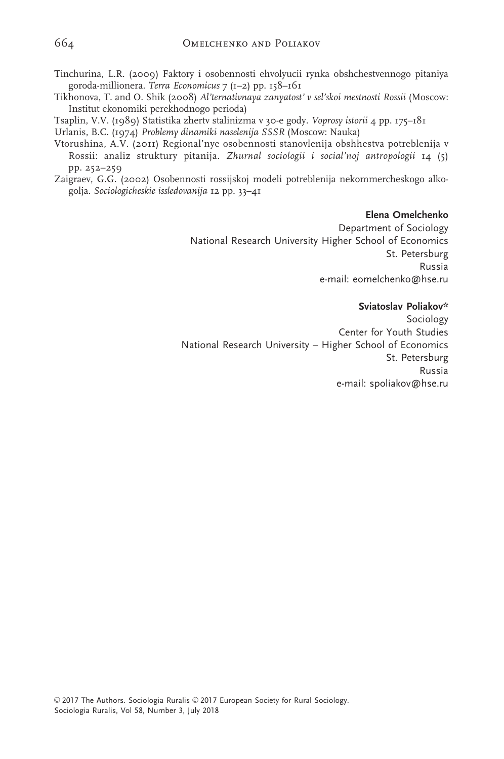Tinchurina, L.R. (2009) Faktory i osobennosti ehvolyucii rynka obshchestvennogo pitaniya goroda-millionera. *Terra Economicus* 7 (1–2) pp. 158–161

Tikhonova, T. and O. Shik (2008) *Al'ternativnaya zanyatost' v sel'skoi mestnosti Rossii* (Moscow: Institut ekonomiki perekhodnogo perioda)

Tsaplin, V.V. (1989) Statistika zhertv stalinizma v 30-e gody. *Voprosy istorii* 4 pp. 175–181

Urlanis, B.C. (1974) *Problemy dinamiki naselenija SSSR* (Moscow: Nauka)

Vtorushina, A.V. (2011) Regional'nye osobennosti stanovlenija obshhestva potreblenija v Rossii: analiz struktury pitanija. *Zhurnal sociologii i social'noj antropologii* 14 (5) pp. 252–259

Zaigraev, G.G. (2002) Osobennosti rossijskoj modeli potreblenija nekommercheskogo alkogolja. *Sociologicheskie issledovanija* 12 pp. 33–41

**Elena Omelchenko**
Department of Sociology
National Research University Higher School of Economics
St. Petersburg
Russia
e-mail: eomelchenko@hse.ru

**Sviatoslav Poliakov***
Sociology
Center for Youth Studies
National Research University – Higher School of Economics
St. Petersburg
Russia
e-mail: spoliakov@hse.ru

© 2017 The Authors. Sociologia Ruralis © 2017 European Society for Rural Sociology.